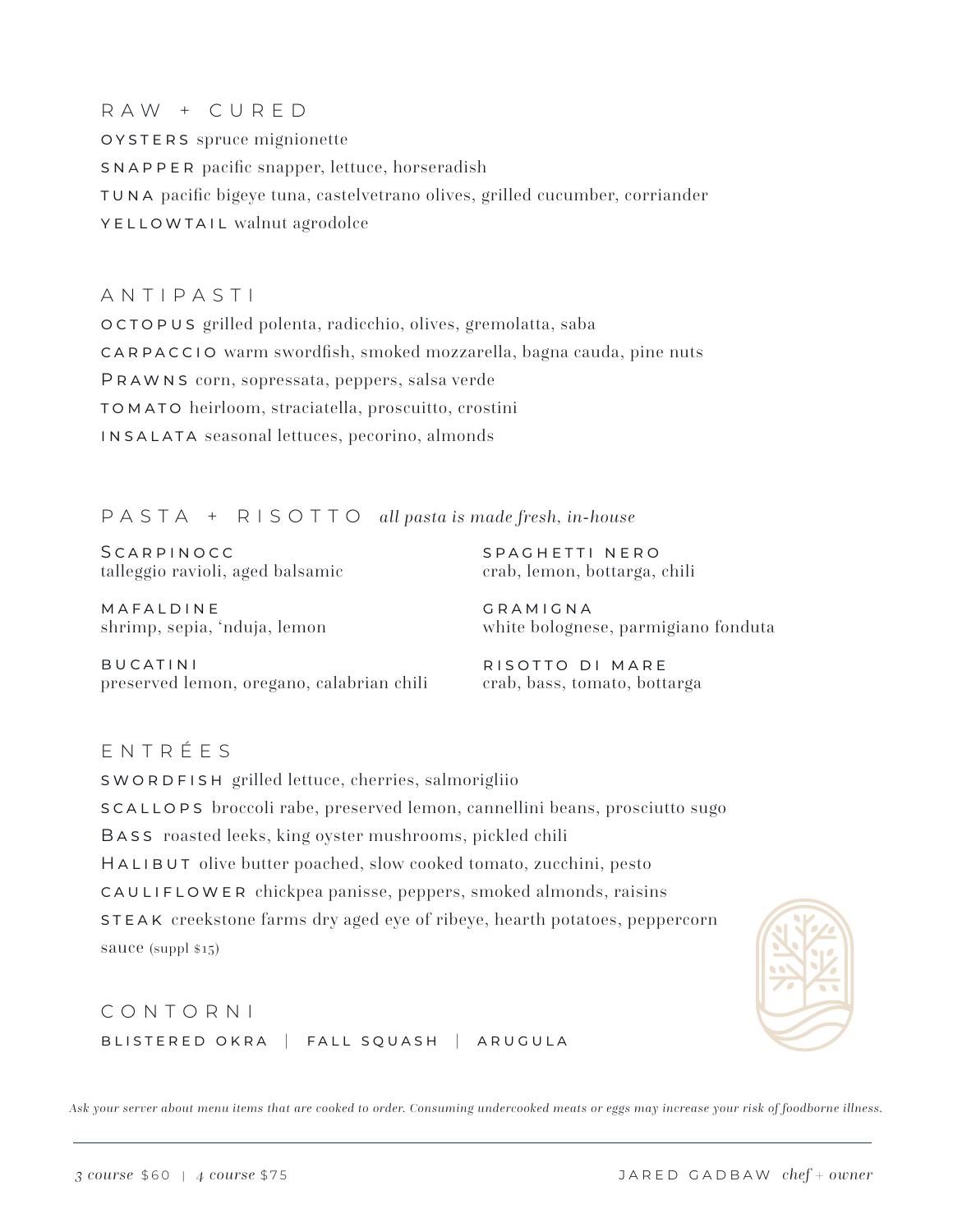## RAW + CURED

**OYSTERS** spruce mignionette

**SNAPPER** pacific snapper, lettuce, horseradish

**TUNA** pacific bigeye tuna, castelvetrano olives, grilled cucumber, corriander

**YELLOWTAIL** walnut agrodolce

## ANTIPASTI

**OCTOPUS** grilled polenta, radicchio, olives, gremolatta, saba

**CARPACCIO** warm swordfish, smoked mozzarella, bagna cauda, pine nuts

**PRAWNS** corn, sopressata, peppers, salsa verde

**TOMATO** heirloom, straciatella, proscuitto, crostini

**INSALATA** seasonal lettuces, pecorino, almonds

## PASTA + RISOTTO *all pasta is made fresh, in-house*

**SCARPINOCC**
talleggio ravioli, aged balsamic

**MAFALDINE**
shrimp, sepia, 'nduja, lemon

**BUCATINI**
preserved lemon, oregano, calabrian chili

**SPAGHETTI NERO**
crab, lemon, bottarga, chili

**GRAMIGNA**
white bolognese, parmigiano fonduta

**RISOTTO DI MARE**
crab, bass, tomato, bottarga

## ENTRÉES

**SWORDFISH** grilled lettuce, cherries, salmorigliio

**SCALLOPS** broccoli rabe, preserved lemon, cannellini beans, prosciutto sugo

**BASS** roasted leeks, king oyster mushrooms, pickled chili

**HALIBUT** olive butter poached, slow cooked tomato, zucchini, pesto

**CAULIFLOWER** chickpea panisse, peppers, smoked almonds, raisins

**STEAK** creekstone farms dry aged eye of ribeye, hearth potatoes, peppercorn sauce (suppl $15)

## CONTORNI

BLISTERED OKRA | FALL SQUASH | ARUGULA

*Ask your server about menu items that are cooked to order. Consuming undercooked meats or eggs may increase your risk of foodborne illness.*

---

*3 course* $60 | *4 course* $75

JARED GADBAW *chef + owner*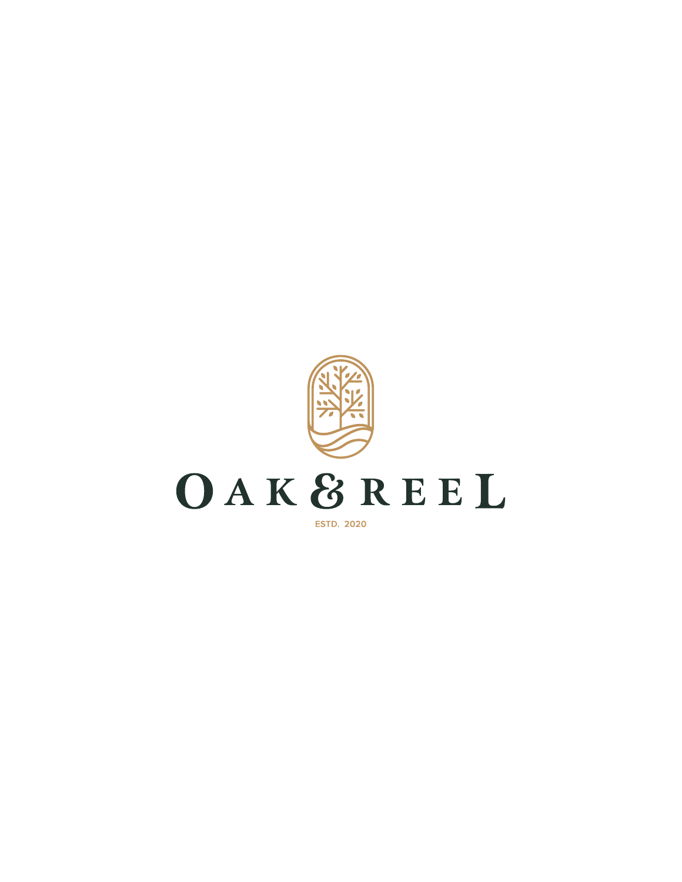OAK & REEL

ESTD. 2020